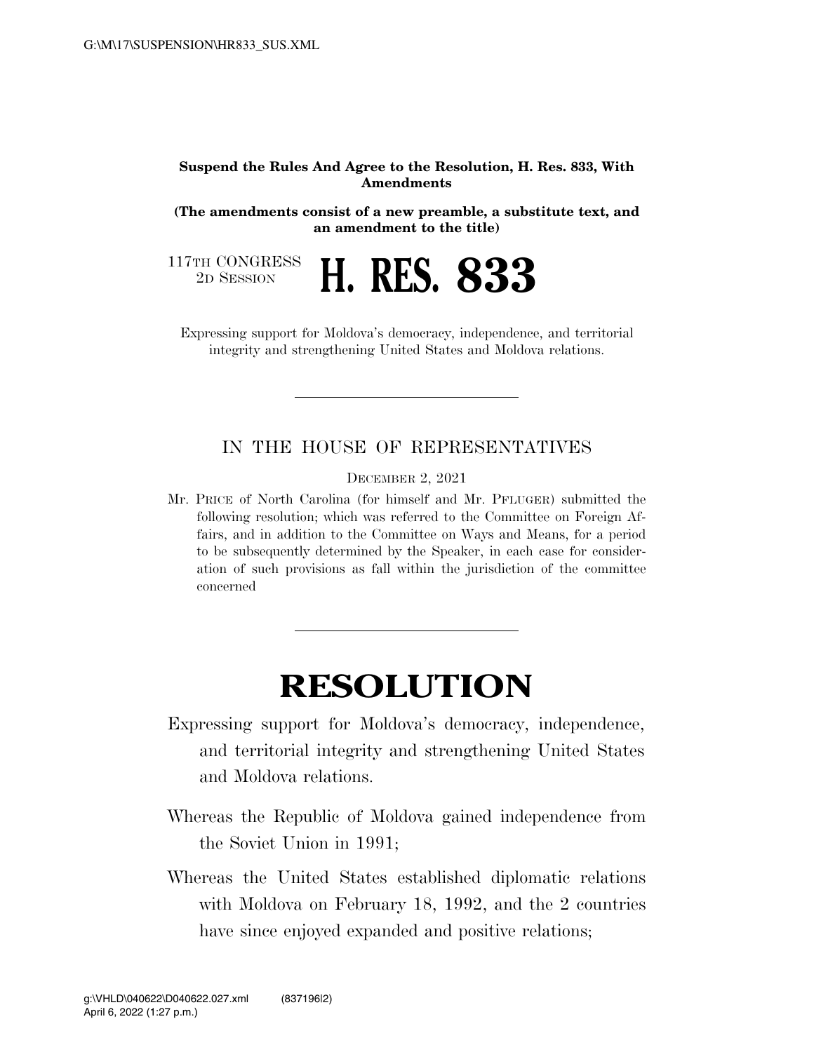**Suspend the Rules And Agree to the Resolution, H. Res. 833, With Amendments**

**(The amendments consist of a new preamble, a substitute text, and an amendment to the title)**

117TH CONGRESS
2D SESSION

# H. RES. 833

Expressing support for Moldova's democracy, independence, and territorial integrity and strengthening United States and Moldova relations.

---

IN THE HOUSE OF REPRESENTATIVES

DECEMBER 2, 2021

Mr. PRICE of North Carolina (for himself and Mr. PFLUGER) submitted the following resolution; which was referred to the Committee on Foreign Affairs, and in addition to the Committee on Ways and Means, for a period to be subsequently determined by the Speaker, in each case for consideration of such provisions as fall within the jurisdiction of the committee concerned

---

# RESOLUTION

Expressing support for Moldova's democracy, independence, and territorial integrity and strengthening United States and Moldova relations.

Whereas the Republic of Moldova gained independence from the Soviet Union in 1991;

Whereas the United States established diplomatic relations with Moldova on February 18, 1992, and the 2 countries have since enjoyed expanded and positive relations;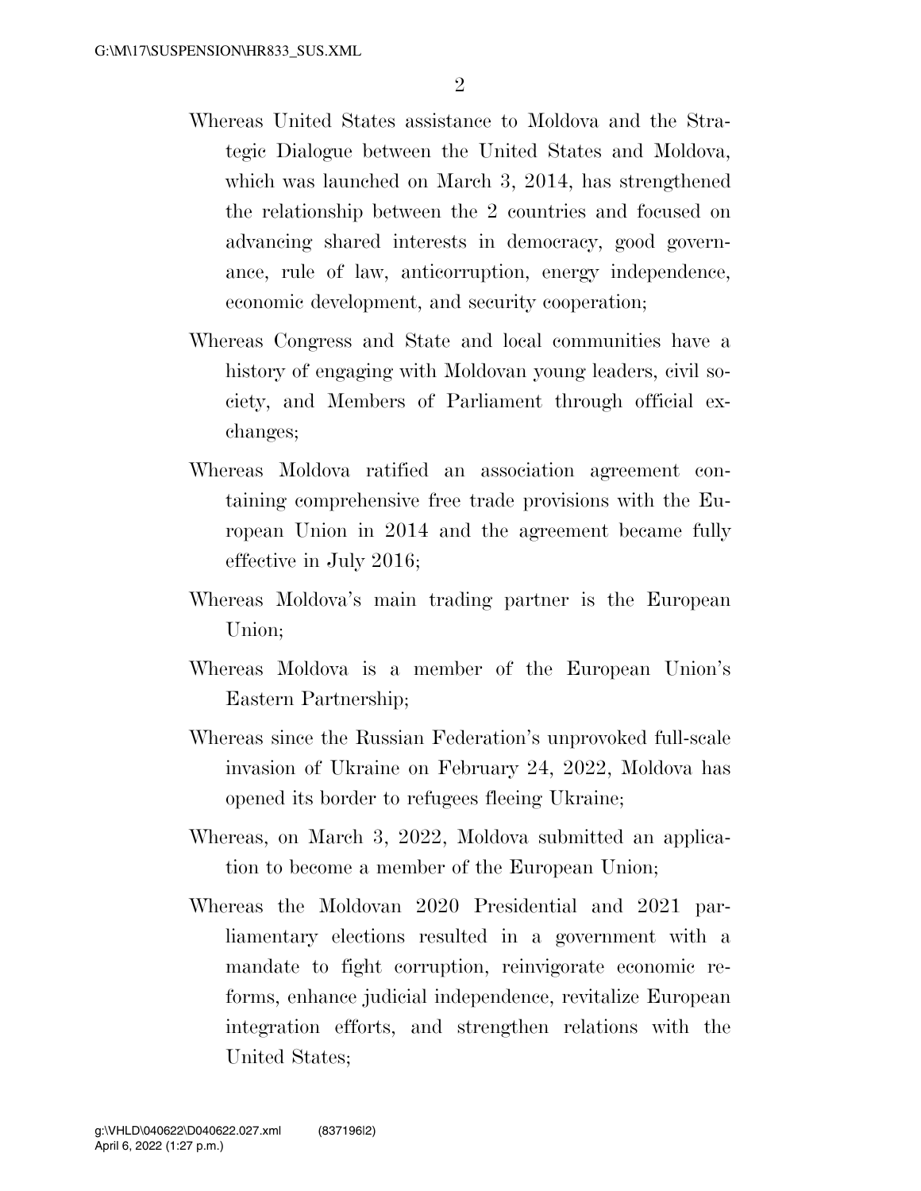Whereas United States assistance to Moldova and the Strategic Dialogue between the United States and Moldova, which was launched on March 3, 2014, has strengthened the relationship between the 2 countries and focused on advancing shared interests in democracy, good governance, rule of law, anticorruption, energy independence, economic development, and security cooperation;

Whereas Congress and State and local communities have a history of engaging with Moldovan young leaders, civil society, and Members of Parliament through official exchanges;

Whereas Moldova ratified an association agreement containing comprehensive free trade provisions with the European Union in 2014 and the agreement became fully effective in July 2016;

Whereas Moldova's main trading partner is the European Union;

Whereas Moldova is a member of the European Union's Eastern Partnership;

Whereas since the Russian Federation's unprovoked full-scale invasion of Ukraine on February 24, 2022, Moldova has opened its border to refugees fleeing Ukraine;

Whereas, on March 3, 2022, Moldova submitted an application to become a member of the European Union;

Whereas the Moldovan 2020 Presidential and 2021 parliamentary elections resulted in a government with a mandate to fight corruption, reinvigorate economic reforms, enhance judicial independence, revitalize European integration efforts, and strengthen relations with the United States;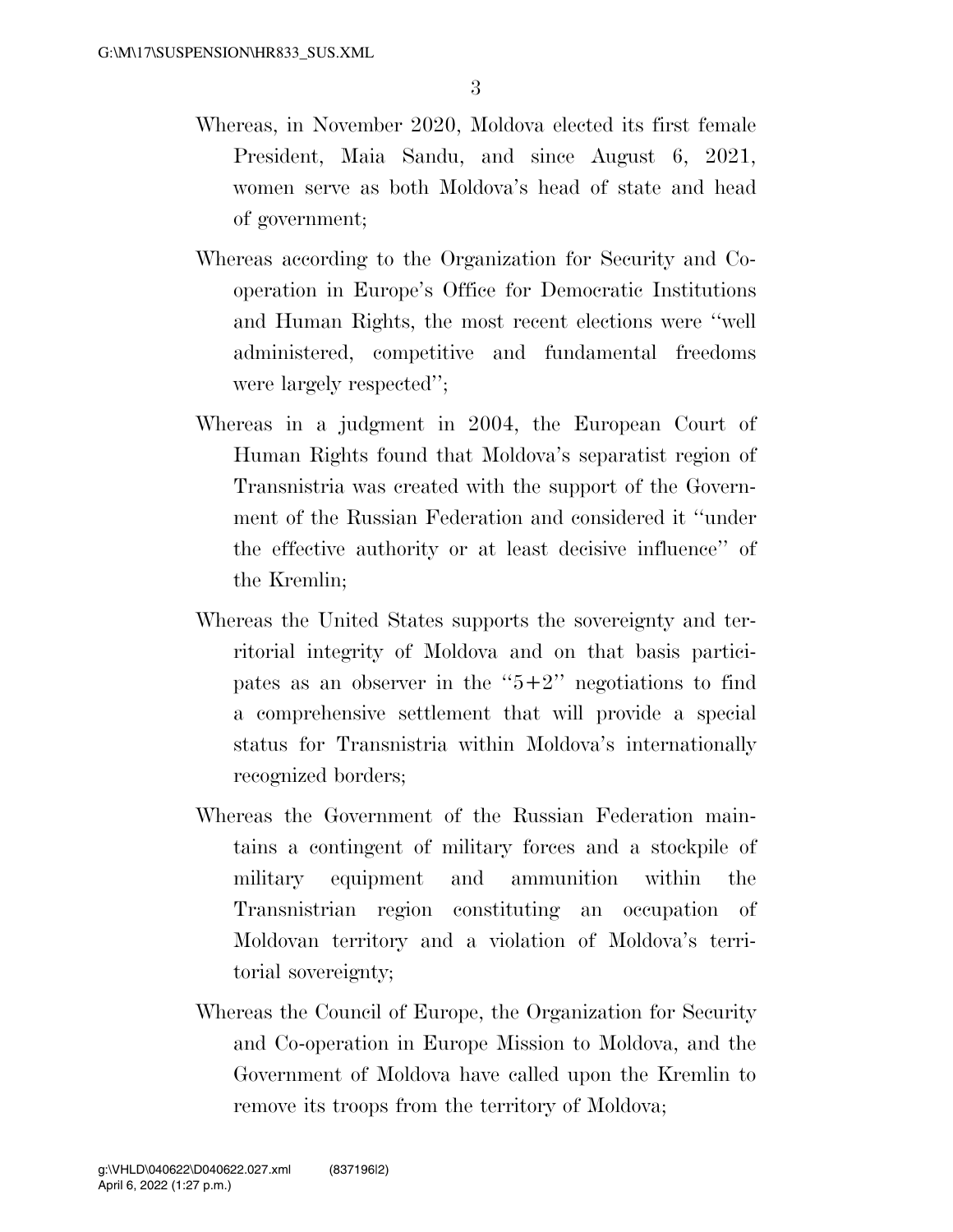Whereas, in November 2020, Moldova elected its first female President, Maia Sandu, and since August 6, 2021, women serve as both Moldova's head of state and head of government;

Whereas according to the Organization for Security and Co-operation in Europe's Office for Democratic Institutions and Human Rights, the most recent elections were "well administered, competitive and fundamental freedoms were largely respected";

Whereas in a judgment in 2004, the European Court of Human Rights found that Moldova's separatist region of Transnistria was created with the support of the Government of the Russian Federation and considered it "under the effective authority or at least decisive influence" of the Kremlin;

Whereas the United States supports the sovereignty and territorial integrity of Moldova and on that basis participates as an observer in the "5+2" negotiations to find a comprehensive settlement that will provide a special status for Transnistria within Moldova's internationally recognized borders;

Whereas the Government of the Russian Federation maintains a contingent of military forces and a stockpile of military equipment and ammunition within the Transnistrian region constituting an occupation of Moldovan territory and a violation of Moldova's territorial sovereignty;

Whereas the Council of Europe, the Organization for Security and Co-operation in Europe Mission to Moldova, and the Government of Moldova have called upon the Kremlin to remove its troops from the territory of Moldova;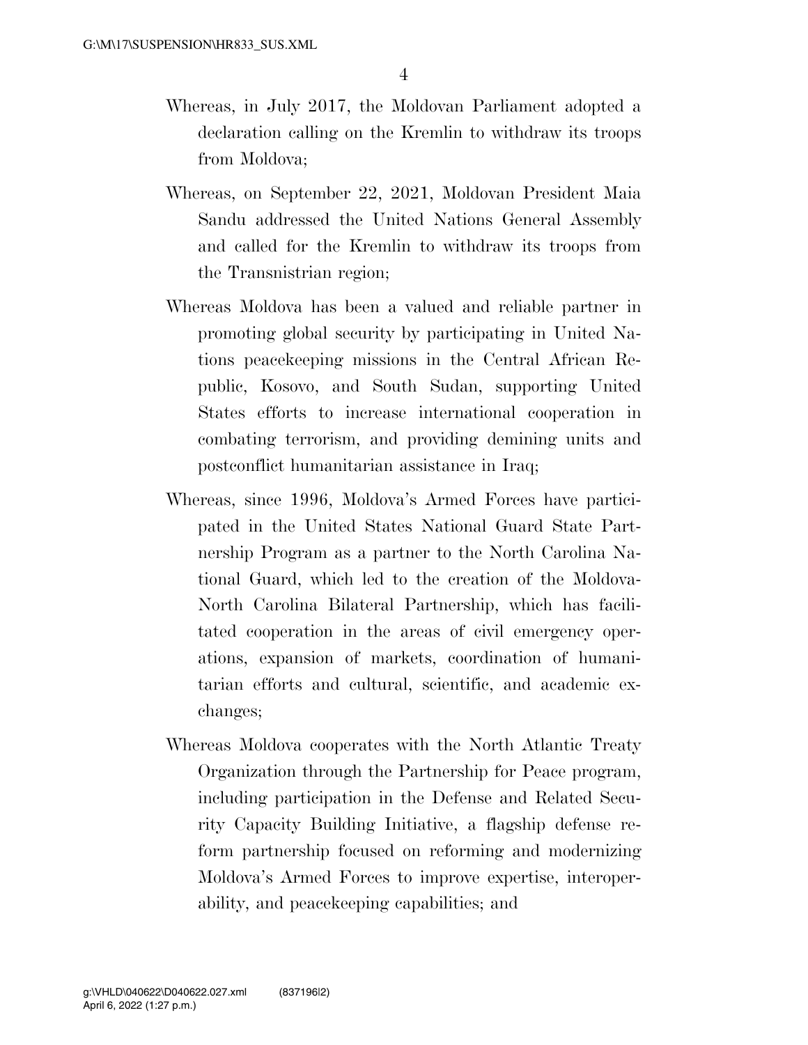Whereas, in July 2017, the Moldovan Parliament adopted a declaration calling on the Kremlin to withdraw its troops from Moldova;

Whereas, on September 22, 2021, Moldovan President Maia Sandu addressed the United Nations General Assembly and called for the Kremlin to withdraw its troops from the Transnistrian region;

Whereas Moldova has been a valued and reliable partner in promoting global security by participating in United Nations peacekeeping missions in the Central African Republic, Kosovo, and South Sudan, supporting United States efforts to increase international cooperation in combating terrorism, and providing demining units and postconflict humanitarian assistance in Iraq;

Whereas, since 1996, Moldova's Armed Forces have participated in the United States National Guard State Partnership Program as a partner to the North Carolina National Guard, which led to the creation of the Moldova-North Carolina Bilateral Partnership, which has facilitated cooperation in the areas of civil emergency operations, expansion of markets, coordination of humanitarian efforts and cultural, scientific, and academic exchanges;

Whereas Moldova cooperates with the North Atlantic Treaty Organization through the Partnership for Peace program, including participation in the Defense and Related Security Capacity Building Initiative, a flagship defense reform partnership focused on reforming and modernizing Moldova's Armed Forces to improve expertise, interoperability, and peacekeeping capabilities; and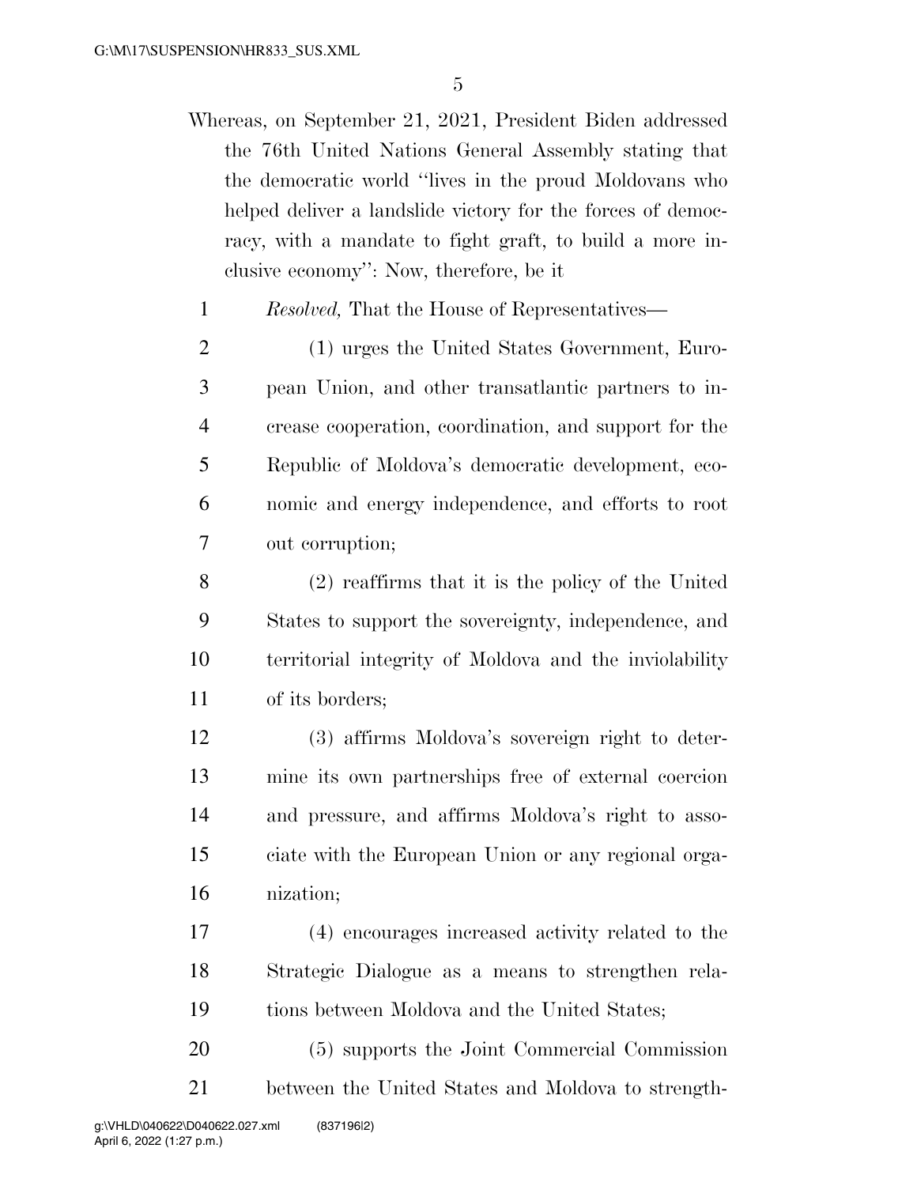Whereas, on September 21, 2021, President Biden addressed the 76th United Nations General Assembly stating that the democratic world "lives in the proud Moldovans who helped deliver a landslide victory for the forces of democracy, with a mandate to fight graft, to build a more inclusive economy": Now, therefore, be it

*Resolved,* That the House of Representatives—

(1) urges the United States Government, European Union, and other transatlantic partners to increase cooperation, coordination, and support for the Republic of Moldova's democratic development, economic and energy independence, and efforts to root out corruption;

(2) reaffirms that it is the policy of the United States to support the sovereignty, independence, and territorial integrity of Moldova and the inviolability of its borders;

(3) affirms Moldova's sovereign right to determine its own partnerships free of external coercion and pressure, and affirms Moldova's right to associate with the European Union or any regional organization;

(4) encourages increased activity related to the Strategic Dialogue as a means to strengthen relations between Moldova and the United States;

(5) supports the Joint Commercial Commission between the United States and Moldova to strength-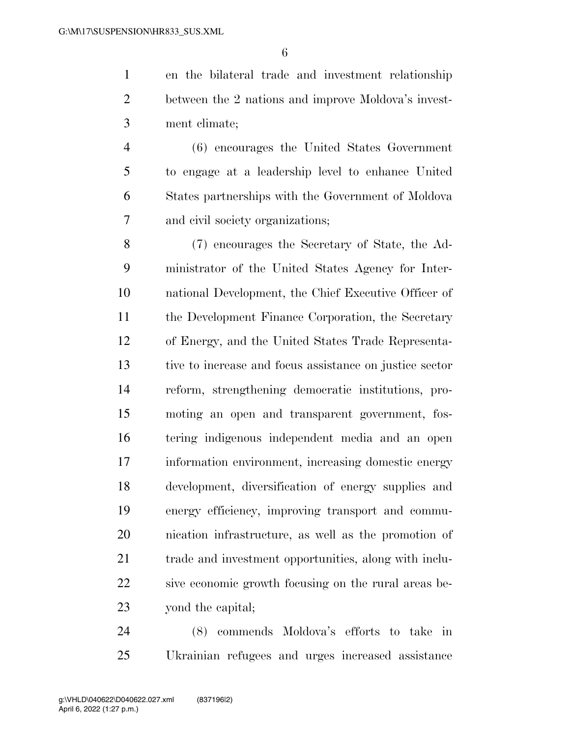en the bilateral trade and investment relationship between the 2 nations and improve Moldova's investment climate;

(6) encourages the United States Government to engage at a leadership level to enhance United States partnerships with the Government of Moldova and civil society organizations;

(7) encourages the Secretary of State, the Administrator of the United States Agency for International Development, the Chief Executive Officer of the Development Finance Corporation, the Secretary of Energy, and the United States Trade Representative to increase and focus assistance on justice sector reform, strengthening democratic institutions, promoting an open and transparent government, fostering indigenous independent media and an open information environment, increasing domestic energy development, diversification of energy supplies and energy efficiency, improving transport and communication infrastructure, as well as the promotion of trade and investment opportunities, along with inclusive economic growth focusing on the rural areas beyond the capital;

(8) commends Moldova's efforts to take in Ukrainian refugees and urges increased assistance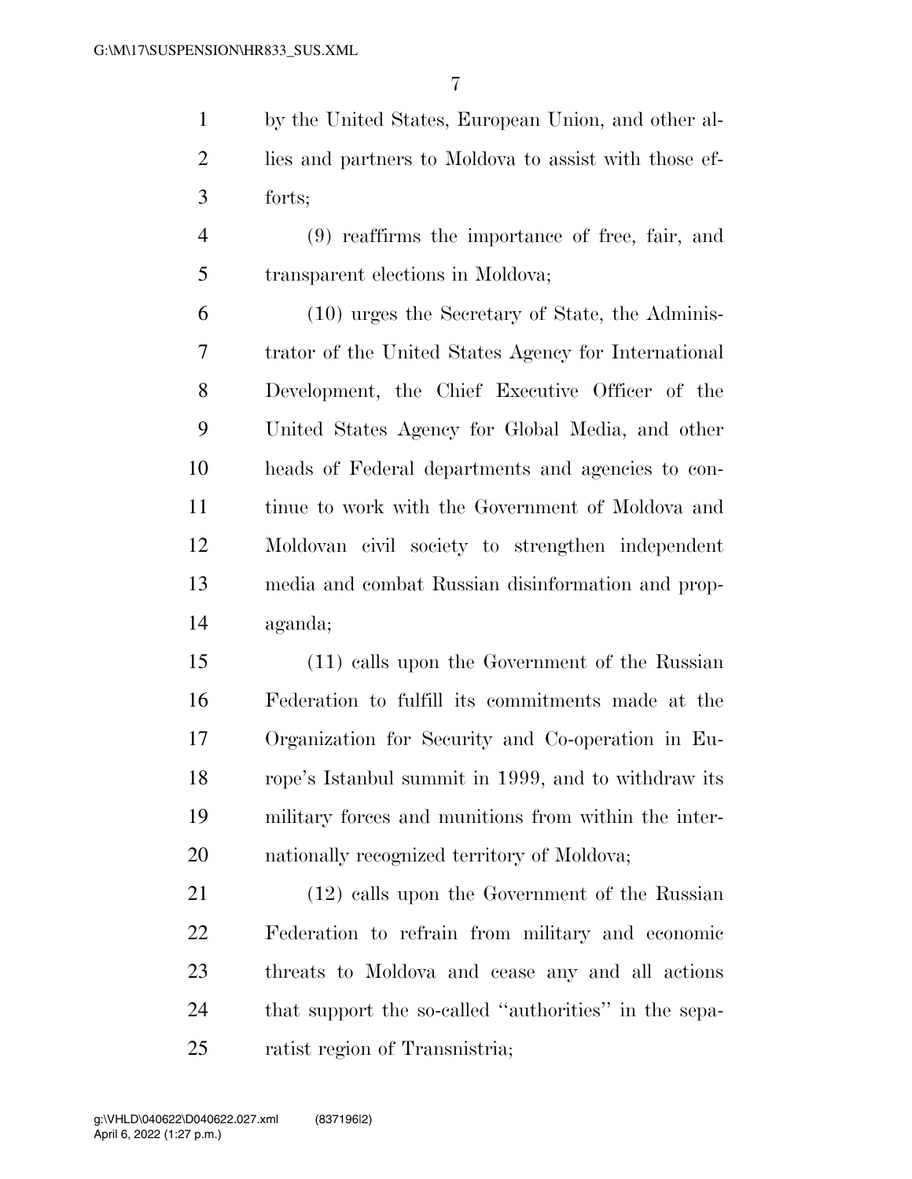by the United States, European Union, and other allies and partners to Moldova to assist with those efforts;

(9) reaffirms the importance of free, fair, and transparent elections in Moldova;

(10) urges the Secretary of State, the Administrator of the United States Agency for International Development, the Chief Executive Officer of the United States Agency for Global Media, and other heads of Federal departments and agencies to continue to work with the Government of Moldova and Moldovan civil society to strengthen independent media and combat Russian disinformation and propaganda;

(11) calls upon the Government of the Russian Federation to fulfill its commitments made at the Organization for Security and Co-operation in Europe's Istanbul summit in 1999, and to withdraw its military forces and munitions from within the internationally recognized territory of Moldova;

(12) calls upon the Government of the Russian Federation to refrain from military and economic threats to Moldova and cease any and all actions that support the so-called ''authorities'' in the separatist region of Transnistria;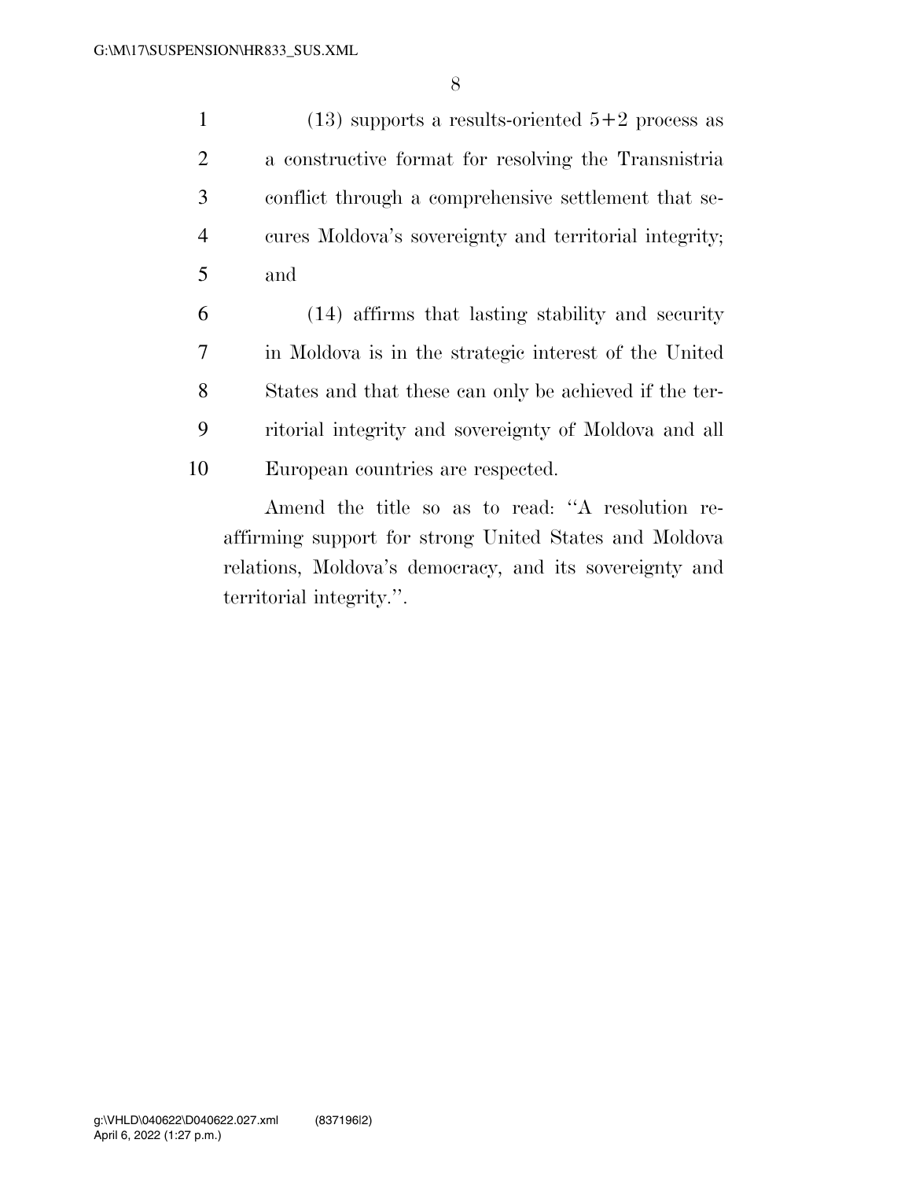(13) supports a results-oriented 5+2 process as a constructive format for resolving the Transnistria conflict through a comprehensive settlement that secures Moldova's sovereignty and territorial integrity; and

(14) affirms that lasting stability and security in Moldova is in the strategic interest of the United States and that these can only be achieved if the territorial integrity and sovereignty of Moldova and all European countries are respected.

Amend the title so as to read: "A resolution reaffirming support for strong United States and Moldova relations, Moldova's democracy, and its sovereignty and territorial integrity.".